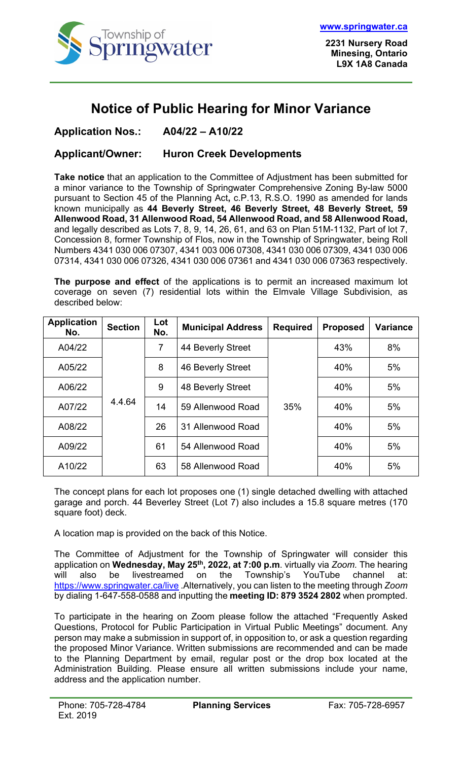Township of Springwater

www.springwater.ca

2231 Nursery Road
Minesing, Ontario
L9X 1A8 Canada

# Notice of Public Hearing for Minor Variance

**Application Nos.:** **A04/22 – A10/22**

**Applicant/Owner:** **Huron Creek Developments**

**Take notice** that an application to the Committee of Adjustment has been submitted for a minor variance to the Township of Springwater Comprehensive Zoning By-law 5000 pursuant to Section 45 of the Planning Act**,** c.P.13, R.S.O. 1990 as amended for lands known municipally as **44 Beverly Street, 46 Beverly Street, 48 Beverly Street, 59 Allenwood Road, 31 Allenwood Road, 54 Allenwood Road, and 58 Allenwood Road,** and legally described as Lots 7, 8, 9, 14, 26, 61, and 63 on Plan 51M-1132, Part of lot 7, Concession 8, former Township of Flos, now in the Township of Springwater, being Roll Numbers 4341 030 006 07307, 4341 003 006 07308, 4341 030 006 07309, 4341 030 006 07314, 4341 030 006 07326, 4341 030 006 07361 and 4341 030 006 07363 respectively.

**The purpose and effect** of the applications is to permit an increased maximum lot coverage on seven (7) residential lots within the Elmvale Village Subdivision, as described below:

| Application No. | Section | Lot No. | Municipal Address | Required | Proposed | Variance |
|---|---|---|---|---|---|---|
| A04/22 | 4.4.64 | 7 | 44 Beverly Street | 35% | 43% | 8% |
| A05/22 | | 8 | 46 Beverly Street | | 40% | 5% |
| A06/22 | | 9 | 48 Beverly Street | | 40% | 5% |
| A07/22 | | 14 | 59 Allenwood Road | | 40% | 5% |
| A08/22 | | 26 | 31 Allenwood Road | | 40% | 5% |
| A09/22 | | 61 | 54 Allenwood Road | | 40% | 5% |
| A10/22 | | 63 | 58 Allenwood Road | | 40% | 5% |

The concept plans for each lot proposes one (1) single detached dwelling with attached garage and porch. 44 Beverley Street (Lot 7) also includes a 15.8 square metres (170 square foot) deck.

A location map is provided on the back of this Notice.

The Committee of Adjustment for the Township of Springwater will consider this application on **Wednesday, May 25th, 2022, at 7:00 p.m**. virtually via *Zoom.* The hearing will also be livestreamed on the Township's YouTube channel at: https://www.springwater.ca/live .Alternatively, you can listen to the meeting through *Zoom* by dialing 1-647-558-0588 and inputting the **meeting ID: 879 3524 2802** when prompted.

To participate in the hearing on Zoom please follow the attached "Frequently Asked Questions, Protocol for Public Participation in Virtual Public Meetings" document. Any person may make a submission in support of, in opposition to, or ask a question regarding the proposed Minor Variance. Written submissions are recommended and can be made to the Planning Department by email, regular post or the drop box located at the Administration Building. Please ensure all written submissions include your name, address and the application number.

Phone: 705-728-4784 Ext. 2019 | **Planning Services** | Fax: 705-728-6957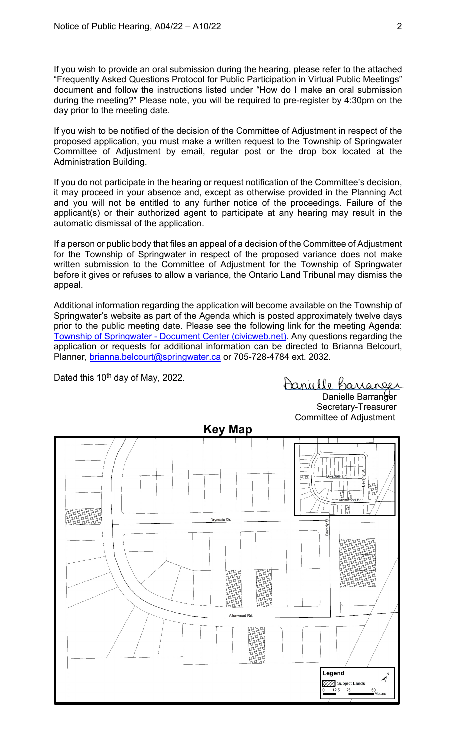If you wish to provide an oral submission during the hearing, please refer to the attached "Frequently Asked Questions Protocol for Public Participation in Virtual Public Meetings" document and follow the instructions listed under "How do I make an oral submission during the meeting?" Please note, you will be required to pre-register by 4:30pm on the day prior to the meeting date.

If you wish to be notified of the decision of the Committee of Adjustment in respect of the proposed application, you must make a written request to the Township of Springwater Committee of Adjustment by email, regular post or the drop box located at the Administration Building.

If you do not participate in the hearing or request notification of the Committee's decision, it may proceed in your absence and, except as otherwise provided in the Planning Act and you will not be entitled to any further notice of the proceedings. Failure of the applicant(s) or their authorized agent to participate at any hearing may result in the automatic dismissal of the application.

If a person or public body that files an appeal of a decision of the Committee of Adjustment for the Township of Springwater in respect of the proposed variance does not make written submission to the Committee of Adjustment for the Township of Springwater before it gives or refuses to allow a variance, the Ontario Land Tribunal may dismiss the appeal.

Additional information regarding the application will become available on the Township of Springwater's website as part of the Agenda which is posted approximately twelve days prior to the public meeting date. Please see the following link for the meeting Agenda: [Township of Springwater - Document Center (civicweb.net)](). Any questions regarding the application or requests for additional information can be directed to Brianna Belcourt, Planner, brianna.belcourt@springwater.ca or 705-728-4784 ext. 2032.

Dated this 10th day of May, 2022.

Danielle Barranger
Secretary-Treasurer
Committee of Adjustment

## Key Map

Drysdale Dr.
Beverly St.
Allenwood Rd.

Legend
Subject Lands
0 12.5 25 50 Meters